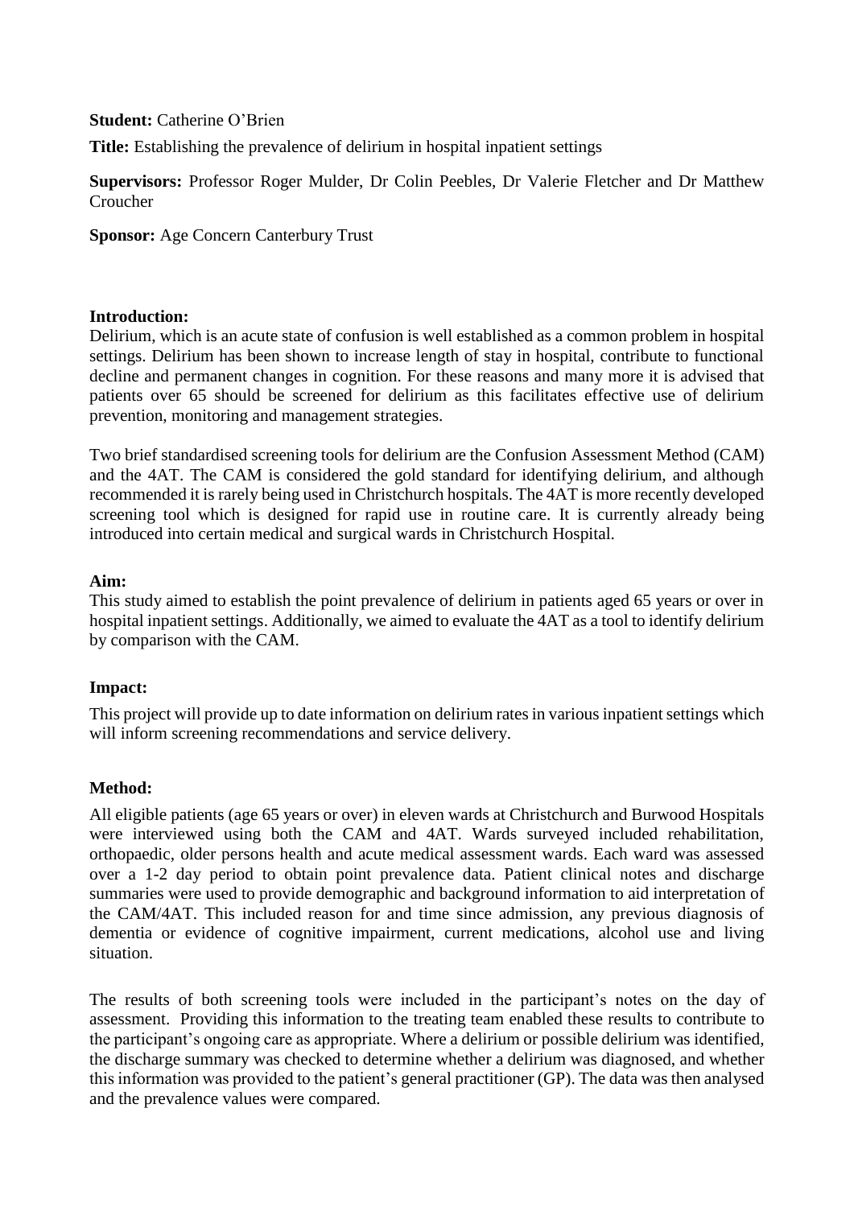**Student:** Catherine O'Brien

**Title:** Establishing the prevalence of delirium in hospital inpatient settings

**Supervisors:** Professor Roger Mulder, Dr Colin Peebles, Dr Valerie Fletcher and Dr Matthew Croucher

**Sponsor:** Age Concern Canterbury Trust

**Introduction:**

Delirium, which is an acute state of confusion is well established as a common problem in hospital settings. Delirium has been shown to increase length of stay in hospital, contribute to functional decline and permanent changes in cognition. For these reasons and many more it is advised that patients over 65 should be screened for delirium as this facilitates effective use of delirium prevention, monitoring and management strategies.

Two brief standardised screening tools for delirium are the Confusion Assessment Method (CAM) and the 4AT. The CAM is considered the gold standard for identifying delirium, and although recommended it is rarely being used in Christchurch hospitals. The 4AT is more recently developed screening tool which is designed for rapid use in routine care. It is currently already being introduced into certain medical and surgical wards in Christchurch Hospital.

**Aim:**

This study aimed to establish the point prevalence of delirium in patients aged 65 years or over in hospital inpatient settings. Additionally, we aimed to evaluate the 4AT as a tool to identify delirium by comparison with the CAM.

**Impact:**

This project will provide up to date information on delirium rates in various inpatient settings which will inform screening recommendations and service delivery.

**Method:**

All eligible patients (age 65 years or over) in eleven wards at Christchurch and Burwood Hospitals were interviewed using both the CAM and 4AT. Wards surveyed included rehabilitation, orthopaedic, older persons health and acute medical assessment wards. Each ward was assessed over a 1-2 day period to obtain point prevalence data. Patient clinical notes and discharge summaries were used to provide demographic and background information to aid interpretation of the CAM/4AT. This included reason for and time since admission, any previous diagnosis of dementia or evidence of cognitive impairment, current medications, alcohol use and living situation.

The results of both screening tools were included in the participant's notes on the day of assessment. Providing this information to the treating team enabled these results to contribute to the participant's ongoing care as appropriate. Where a delirium or possible delirium was identified, the discharge summary was checked to determine whether a delirium was diagnosed, and whether this information was provided to the patient's general practitioner (GP). The data was then analysed and the prevalence values were compared.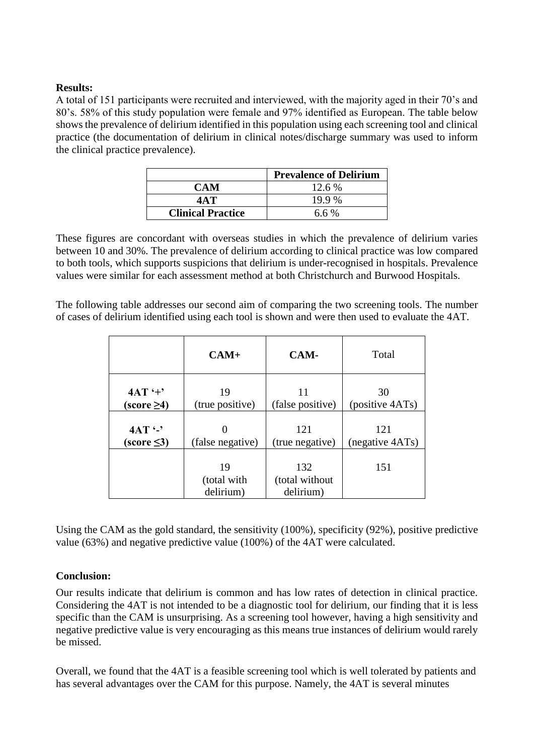**Results:**

A total of 151 participants were recruited and interviewed, with the majority aged in their 70's and 80's. 58% of this study population were female and 97% identified as European. The table below shows the prevalence of delirium identified in this population using each screening tool and clinical practice (the documentation of delirium in clinical notes/discharge summary was used to inform the clinical practice prevalence).

| | **Prevalence of Delirium** |
|---|---|
| **CAM** | 12.6 % |
| **4AT** | 19.9 % |
| **Clinical Practice** | 6.6 % |

These figures are concordant with overseas studies in which the prevalence of delirium varies between 10 and 30%. The prevalence of delirium according to clinical practice was low compared to both tools, which supports suspicions that delirium is under-recognised in hospitals. Prevalence values were similar for each assessment method at both Christchurch and Burwood Hospitals.

The following table addresses our second aim of comparing the two screening tools. The number of cases of delirium identified using each tool is shown and were then used to evaluate the 4AT.

| | **CAM+** | **CAM-** | Total |
|---|---|---|---|
| **4AT '+' (score ≥4)** | 19 (true positive) | 11 (false positive) | 30 (positive 4ATs) |
| **4AT '-' (score ≤3)** | 0 (false negative) | 121 (true negative) | 121 (negative 4ATs) |
| | 19 (total with delirium) | 132 (total without delirium) | 151 |

Using the CAM as the gold standard, the sensitivity (100%), specificity (92%), positive predictive value (63%) and negative predictive value (100%) of the 4AT were calculated.

**Conclusion:**

Our results indicate that delirium is common and has low rates of detection in clinical practice. Considering the 4AT is not intended to be a diagnostic tool for delirium, our finding that it is less specific than the CAM is unsurprising. As a screening tool however, having a high sensitivity and negative predictive value is very encouraging as this means true instances of delirium would rarely be missed.

Overall, we found that the 4AT is a feasible screening tool which is well tolerated by patients and has several advantages over the CAM for this purpose. Namely, the 4AT is several minutes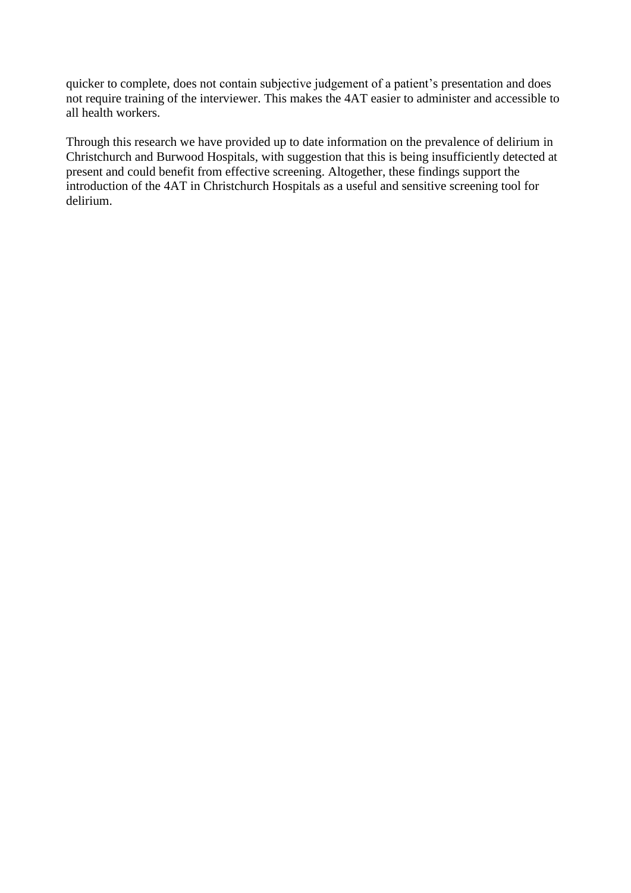quicker to complete, does not contain subjective judgement of a patient's presentation and does not require training of the interviewer. This makes the 4AT easier to administer and accessible to all health workers.

Through this research we have provided up to date information on the prevalence of delirium in Christchurch and Burwood Hospitals, with suggestion that this is being insufficiently detected at present and could benefit from effective screening. Altogether, these findings support the introduction of the 4AT in Christchurch Hospitals as a useful and sensitive screening tool for delirium.